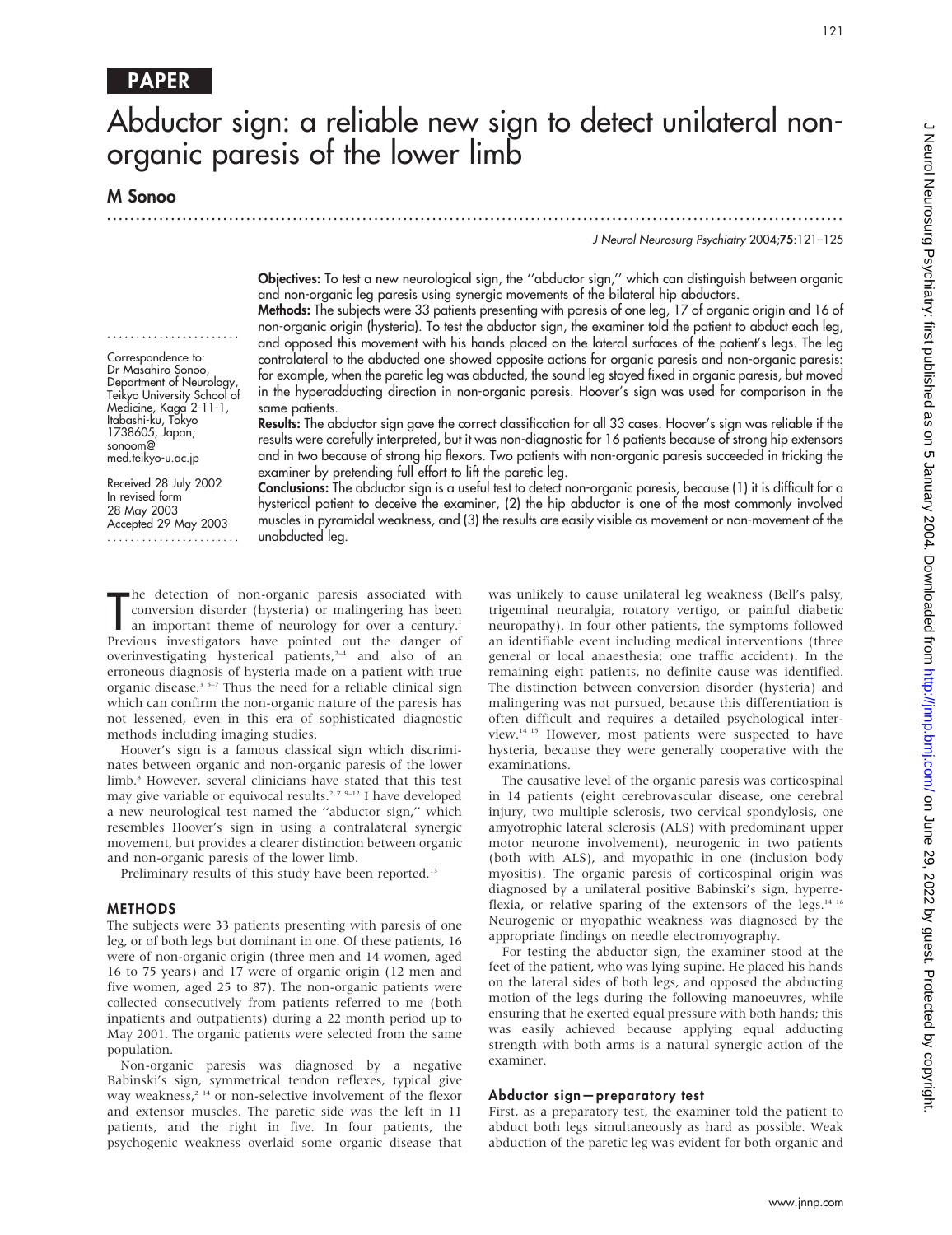PAPER

# Abductor sign: a reliable new sign to detect unilateral non-organic paresis of the lower limb

## M Sonoo

**Objectives:** To test a new neurological sign, the "abductor sign," which can distinguish between organic and non-organic leg paresis using synergic movements of the bilateral hip abductors.

**Methods:** The subjects were 33 patients presenting with paresis of one leg, 17 of organic origin and 16 of non-organic origin (hysteria). To test the abductor sign, the examiner told the patient to abduct each leg, and opposed this movement with his hands placed on the lateral surfaces of the patient's legs. The leg contralateral to the abducted one showed opposite actions for organic paresis and non-organic paresis: for example, when the paretic leg was abducted, the sound leg stayed fixed in organic paresis, but moved in the hyperadducting direction in non-organic paresis. Hoover's sign was used for comparison in the same patients.

**Results:** The abductor sign gave the correct classification for all 33 cases. Hoover's sign was reliable if the results were carefully interpreted, but it was non-diagnostic for 16 patients because of strong hip extensors and in two because of strong hip flexors. Two patients with non-organic paresis succeeded in tricking the examiner by pretending full effort to lift the paretic leg.

**Conclusions:** The abductor sign is a useful test to detect non-organic paresis, because (1) it is difficult for a hysterical patient to deceive the examiner, (2) the hip abductor is one of the most commonly involved muscles in pyramidal weakness, and (3) the results are easily visible as movement or non-movement of the unabducted leg.

Correspondence to: Dr Masahiro Sonoo, Department of Neurology, Teikyo University School of Medicine, Kaga 2-11-1, Itabashi-ku, Tokyo 1738605, Japan; sonoom@med.teikyo-u.ac.jp

Received 28 July 2002
In revised form 28 May 2003
Accepted 29 May 2003

The detection of non-organic paresis associated with conversion disorder (hysteria) or malingering has been an important theme of neurology for over a century.[1] Previous investigators have pointed out the danger of overinvestigating hysterical patients,[2–4] and also of an erroneous diagnosis of hysteria made on a patient with true organic disease.[3 5–7] Thus the need for a reliable clinical sign which can confirm the non-organic nature of the paresis has not lessened, even in this era of sophisticated diagnostic methods including imaging studies.

Hoover's sign is a famous classical sign which discriminates between organic and non-organic paresis of the lower limb.[8] However, several clinicians have stated that this test may give variable or equivocal results.[2 7 9–12] I have developed a new neurological test named the "abductor sign," which resembles Hoover's sign in using a contralateral synergic movement, but provides a clearer distinction between organic and non-organic paresis of the lower limb.

Preliminary results of this study have been reported.[13]

## METHODS

The subjects were 33 patients presenting with paresis of one leg, or of both legs but dominant in one. Of these patients, 16 were of non-organic origin (three men and 14 women, aged 16 to 75 years) and 17 were of organic origin (12 men and five women, aged 25 to 87). The non-organic patients were collected consecutively from patients referred to me (both inpatients and outpatients) during a 22 month period up to May 2001. The organic patients were selected from the same population.

Non-organic paresis was diagnosed by a negative Babinski's sign, symmetrical tendon reflexes, typical give way weakness,[2 14] or non-selective involvement of the flexor and extensor muscles. The paretic side was the left in 11 patients, and the right in five. In four patients, the psychogenic weakness overlaid some organic disease that was unlikely to cause unilateral leg weakness (Bell's palsy, trigeminal neuralgia, rotatory vertigo, or painful diabetic neuropathy). In four other patients, the symptoms followed an identifiable event including medical interventions (three general or local anaesthesia; one traffic accident). In the remaining eight patients, no definite cause was identified. The distinction between conversion disorder (hysteria) and malingering was not pursued, because this differentiation is often difficult and requires a detailed psychological interview.[14 15] However, most patients were suspected to have hysteria, because they were generally cooperative with the examinations.

The causative level of the organic paresis was corticospinal in 14 patients (eight cerebrovascular disease, one cerebral injury, two multiple sclerosis, two cervical spondylosis, one amyotrophic lateral sclerosis (ALS) with predominant upper motor neurone involvement), neurogenic in two patients (both with ALS), and myopathic in one (inclusion body myositis). The organic paresis of corticospinal origin was diagnosed by a unilateral positive Babinski's sign, hyperreflexia, or relative sparing of the extensors of the legs.[14 16] Neurogenic or myopathic weakness was diagnosed by the appropriate findings on needle electromyography.

For testing the abductor sign, the examiner stood at the feet of the patient, who was lying supine. He placed his hands on the lateral sides of both legs, and opposed the abducting motion of the legs during the following manoeuvres, while ensuring that he exerted equal pressure with both hands; this was easily achieved because applying equal adducting strength with both arms is a natural synergic action of the examiner.

### Abductor sign—preparatory test

First, as a preparatory test, the examiner told the patient to abduct both legs simultaneously as hard as possible. Weak abduction of the paretic leg was evident for both organic and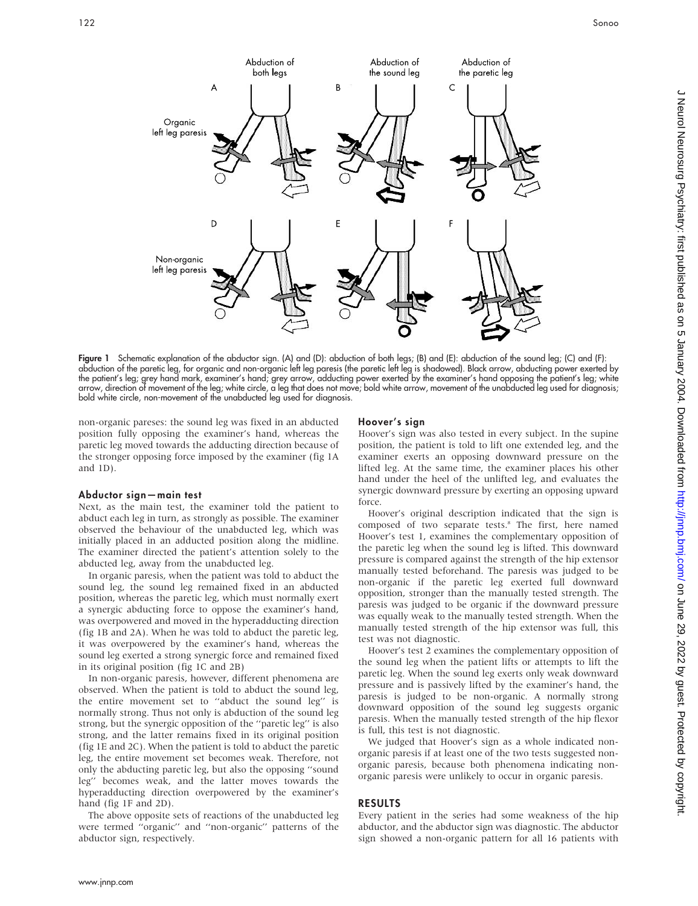Figure 1 Schematic explanation of the abductor sign. (A) and (D): abduction of both legs; (B) and (E): abduction of the sound leg; (C) and (F): abduction of the paretic leg, for organic and non-organic left leg paresis (the paretic left leg is shadowed). Black arrow, abducting power exerted by the patient's leg; grey hand mark, examiner's hand; grey arrow, adducting power exerted by the examiner's hand opposing the patient's leg; white arrow, direction of movement of the leg; white circle, a leg that does not move; bold white arrow, movement of the unabducted leg used for diagnosis; bold white circle, non-movement of the unabducted leg used for diagnosis.

non-organic pareses: the sound leg was fixed in an abducted position fully opposing the examiner's hand, whereas the paretic leg moved towards the adducting direction because of the stronger opposing force imposed by the examiner (fig 1A and 1D).

### Abductor sign—main test

Next, as the main test, the examiner told the patient to abduct each leg in turn, as strongly as possible. The examiner observed the behaviour of the unabducted leg, which was initially placed in an adducted position along the midline. The examiner directed the patient's attention solely to the abducted leg, away from the unabducted leg.

In organic paresis, when the patient was told to abduct the sound leg, the sound leg remained fixed in an abducted position, whereas the paretic leg, which must normally exert a synergic abducting force to oppose the examiner's hand, was overpowered and moved in the hyperadducting direction (fig 1B and 2A). When he was told to abduct the paretic leg, it was overpowered by the examiner's hand, whereas the sound leg exerted a strong synergic force and remained fixed in its original position (fig 1C and 2B)

In non-organic paresis, however, different phenomena are observed. When the patient is told to abduct the sound leg, the entire movement set to "abduct the sound leg" is normally strong. Thus not only is abduction of the sound leg strong, but the synergic opposition of the "paretic leg" is also strong, and the latter remains fixed in its original position (fig 1E and 2C). When the patient is told to abduct the paretic leg, the entire movement set becomes weak. Therefore, not only the abducting paretic leg, but also the opposing "sound leg" becomes weak, and the latter moves towards the hyperadducting direction overpowered by the examiner's hand (fig 1F and 2D).

The above opposite sets of reactions of the unabducted leg were termed "organic" and "non-organic" patterns of the abductor sign, respectively.

### Hoover's sign

Hoover's sign was also tested in every subject. In the supine position, the patient is told to lift one extended leg, and the examiner exerts an opposing downward pressure on the lifted leg. At the same time, the examiner places his other hand under the heel of the unlifted leg, and evaluates the synergic downward pressure by exerting an opposing upward force.

Hoover's original description indicated that the sign is composed of two separate tests.[8] The first, here named Hoover's test 1, examines the complementary opposition of the paretic leg when the sound leg is lifted. This downward pressure is compared against the strength of the hip extensor manually tested beforehand. The paresis was judged to be non-organic if the paretic leg exerted full downward opposition, stronger than the manually tested strength. The paresis was judged to be organic if the downward pressure was equally weak to the manually tested strength. When the manually tested strength of the hip extensor was full, this test was not diagnostic.

Hoover's test 2 examines the complementary opposition of the sound leg when the patient lifts or attempts to lift the paretic leg. When the sound leg exerts only weak downward pressure and is passively lifted by the examiner's hand, the paresis is judged to be non-organic. A normally strong downward opposition of the sound leg suggests organic paresis. When the manually tested strength of the hip flexor is full, this test is not diagnostic.

We judged that Hoover's sign as a whole indicated non-organic paresis if at least one of the two tests suggested non-organic paresis, because both phenomena indicating non-organic paresis were unlikely to occur in organic paresis.

## RESULTS

Every patient in the series had some weakness of the hip abductor, and the abductor sign was diagnostic. The abductor sign showed a non-organic pattern for all 16 patients with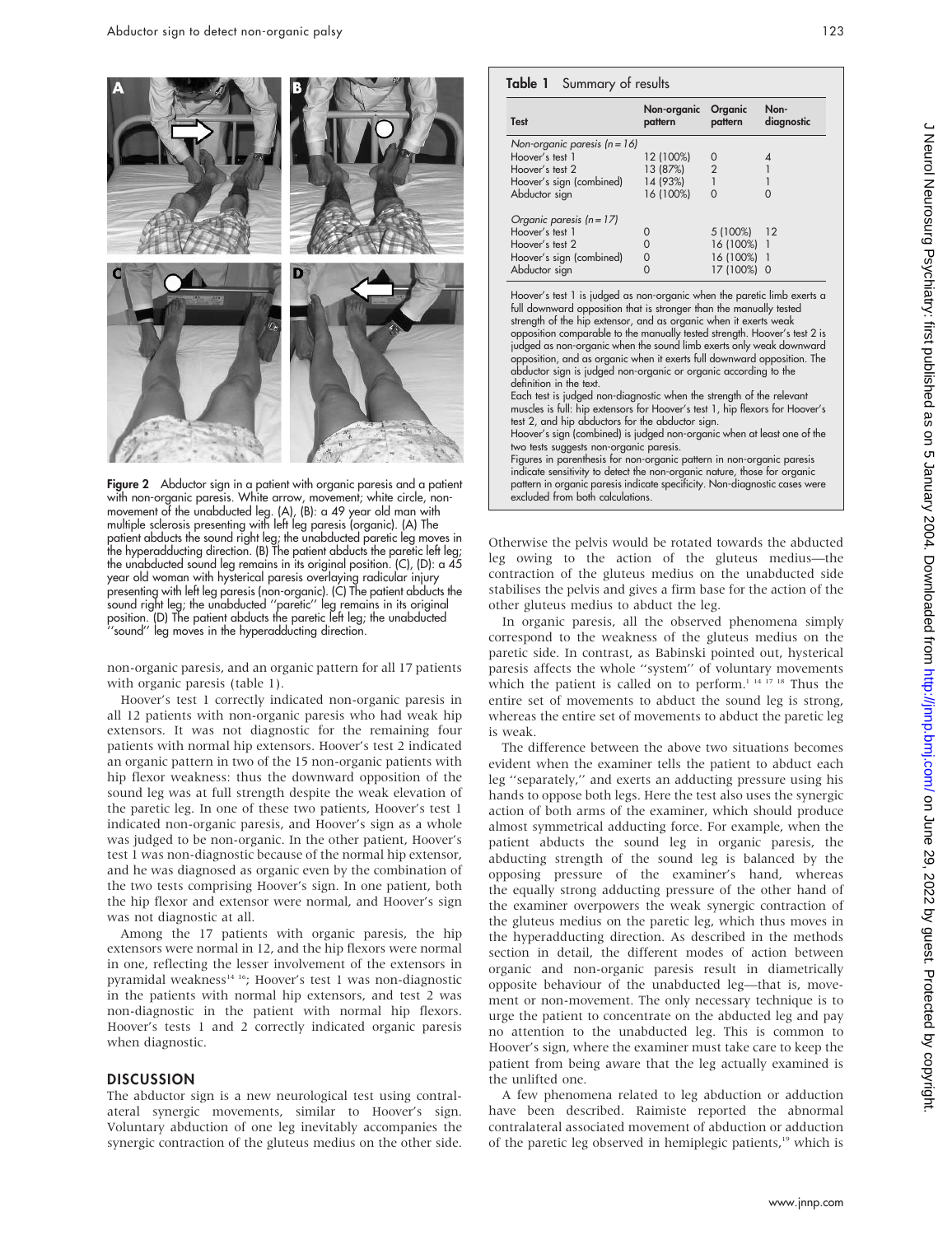Figure 2 Abductor sign in a patient with organic paresis and a patient with non-organic paresis. White arrow, movement; white circle, non-movement of the unabducted leg. (A), (B): a 49 year old man with multiple sclerosis presenting with left leg paresis (organic). (A) The patient abducts the sound right leg; the unabducted paretic leg moves in the hyperadducting direction. (B) The patient abducts the paretic left leg; the unabducted sound leg remains in its original position. (C), (D): a 45 year old woman with hysterical paresis overlaying radicular injury presenting with left leg paresis (non-organic). (C) The patient abducts the sound right leg; the unabducted ''paretic'' leg remains in its original position. (D) The patient abducts the paretic left leg; the unabducted ''sound'' leg moves in the hyperadducting direction.

non-organic paresis, and an organic pattern for all 17 patients with organic paresis (table 1).

Hoover's test 1 correctly indicated non-organic paresis in all 12 patients with non-organic paresis who had weak hip extensors. It was not diagnostic for the remaining four patients with normal hip extensors. Hoover's test 2 indicated an organic pattern in two of the 15 non-organic patients with hip flexor weakness: thus the downward opposition of the sound leg was at full strength despite the weak elevation of the paretic leg. In one of these two patients, Hoover's test 1 indicated non-organic paresis, and Hoover's sign as a whole was judged to be non-organic. In the other patient, Hoover's test 1 was non-diagnostic because of the normal hip extensor, and he was diagnosed as organic even by the combination of the two tests comprising Hoover's sign. In one patient, both the hip flexor and extensor were normal, and Hoover's sign was not diagnostic at all.

Among the 17 patients with organic paresis, the hip extensors were normal in 12, and the hip flexors were normal in one, reflecting the lesser involvement of the extensors in pyramidal weakness[14 16]; Hoover's test 1 was non-diagnostic in the patients with normal hip extensors, and test 2 was non-diagnostic in the patient with normal hip flexors. Hoover's tests 1 and 2 correctly indicated organic paresis when diagnostic.

## DISCUSSION

The abductor sign is a new neurological test using contralateral synergic movements, similar to Hoover's sign. Voluntary abduction of one leg inevitably accompanies the synergic contraction of the gluteus medius on the other side.

**Table 1** Summary of results

| Test | Non-organic pattern | Organic pattern | Non-diagnostic |
|---|---|---|---|
| *Non-organic paresis (n = 16)* | | | |
| Hoover's test 1 | 12 (100%) | 0 | 4 |
| Hoover's test 2 | 13 (87%) | 2 | 1 |
| Hoover's sign (combined) | 14 (93%) | 1 | 1 |
| Abductor sign | 16 (100%) | 0 | 0 |
| *Organic paresis (n = 17)* | | | |
| Hoover's test 1 | 0 | 5 (100%) | 12 |
| Hoover's test 2 | 0 | 16 (100%) | 1 |
| Hoover's sign (combined) | 0 | 16 (100%) | 1 |
| Abductor sign | 0 | 17 (100%) | 0 |

Hoover's test 1 is judged as non-organic when the paretic limb exerts a full downward opposition that is stronger than the manually tested strength of the hip extensor, and as organic when it exerts weak opposition comparable to the manually tested strength. Hoover's test 2 is judged as non-organic when the sound limb exerts only weak downward opposition, and as organic when it exerts full downward opposition. The abductor sign is judged non-organic or organic according to the definition in the text.
Each test is judged non-diagnostic when the strength of the relevant muscles is full: hip extensors for Hoover's test 1, hip flexors for Hoover's test 2, and hip abductors for the abductor sign.
Hoover's sign (combined) is judged non-organic when at least one of the two tests suggests non-organic paresis.
Figures in parenthesis for non-organic pattern in non-organic paresis indicate sensitivity to detect the non-organic nature, those for organic pattern in organic paresis indicate specificity. Non-diagnostic cases were excluded from both calculations.

Otherwise the pelvis would be rotated towards the abducted leg owing to the action of the gluteus medius—the contraction of the gluteus medius on the unabducted side stabilises the pelvis and gives a firm base for the action of the other gluteus medius to abduct the leg.

In organic paresis, all the observed phenomena simply correspond to the weakness of the gluteus medius on the paretic side. In contrast, as Babinski pointed out, hysterical paresis affects the whole ''system'' of voluntary movements which the patient is called on to perform.[1 14 17 18] Thus the entire set of movements to abduct the sound leg is strong, whereas the entire set of movements to abduct the paretic leg is weak.

The difference between the above two situations becomes evident when the examiner tells the patient to abduct each leg ''separately,'' and exerts an adducting pressure using his hands to oppose both legs. Here the test also uses the synergic action of both arms of the examiner, which should produce almost symmetrical adducting force. For example, when the patient abducts the sound leg in organic paresis, the abducting strength of the sound leg is balanced by the opposing pressure of the examiner's hand, whereas the equally strong adducting pressure of the other hand of the examiner overpowers the weak synergic contraction of the gluteus medius on the paretic leg, which thus moves in the hyperadducting direction. As described in the methods section in detail, the different modes of action between organic and non-organic paresis result in diametrically opposite behaviour of the unabducted leg—that is, movement or non-movement. The only necessary technique is to urge the patient to concentrate on the abducted leg and pay no attention to the unabducted leg. This is common to Hoover's sign, where the examiner must take care to keep the patient from being aware that the leg actually examined is the unlifted one.

A few phenomena related to leg abduction or adduction have been described. Raimiste reported the abnormal contralateral associated movement of abduction or adduction of the paretic leg observed in hemiplegic patients,[19] which is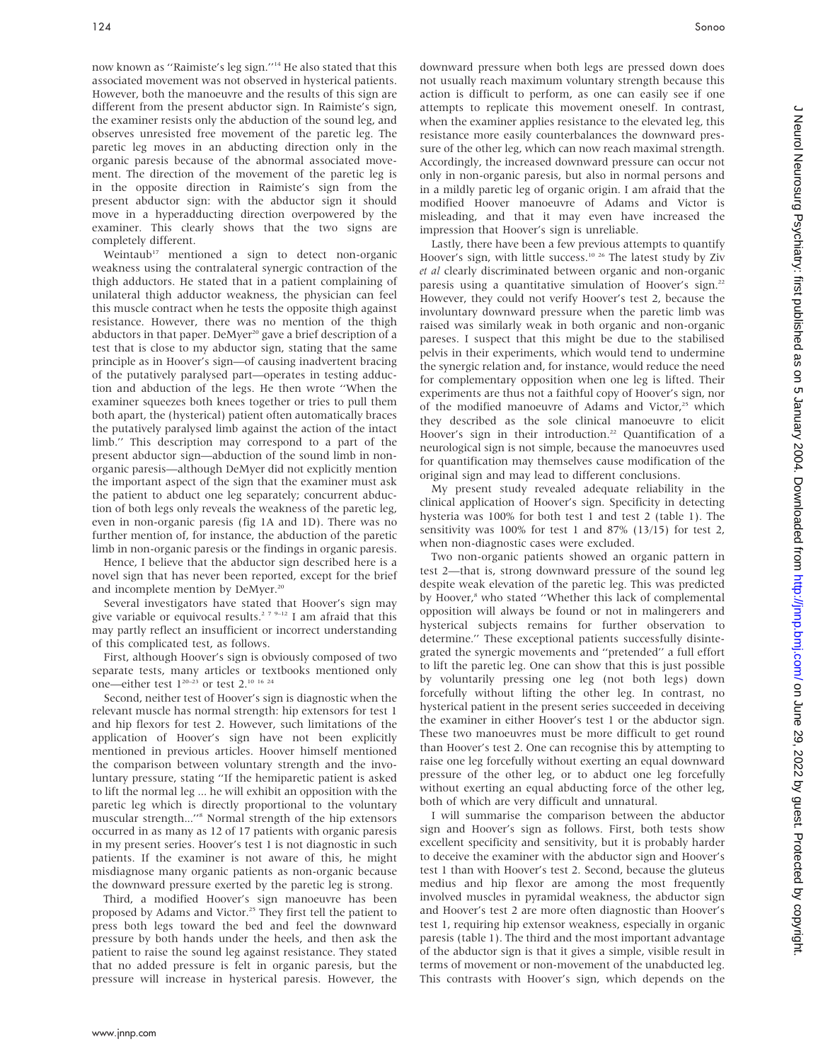now known as "Raimiste's leg sign."[14] He also stated that this associated movement was not observed in hysterical patients. However, both the manoeuvre and the results of this sign are different from the present abductor sign. In Raimiste's sign, the examiner resists only the abduction of the sound leg, and observes unresisted free movement of the paretic leg. The paretic leg moves in an abducting direction only in the organic paresis because of the abnormal associated movement. The direction of the movement of the paretic leg is in the opposite direction in Raimiste's sign from the present abductor sign: with the abductor sign it should move in a hyperadducting direction overpowered by the examiner. This clearly shows that the two signs are completely different.

Weintaub[17] mentioned a sign to detect non-organic weakness using the contralateral synergic contraction of the thigh adductors. He stated that in a patient complaining of unilateral thigh adductor weakness, the physician can feel this muscle contract when he tests the opposite thigh against resistance. However, there was no mention of the thigh abductors in that paper. DeMyer[20] gave a brief description of a test that is close to my abductor sign, stating that the same principle as in Hoover's sign—of causing inadvertent bracing of the putatively paralysed part—operates in testing adduction and abduction of the legs. He then wrote "When the examiner squeezes both knees together or tries to pull them both apart, the (hysterical) patient often automatically braces the putatively paralysed limb against the action of the intact limb." This description may correspond to a part of the present abductor sign—abduction of the sound limb in non-organic paresis—although DeMyer did not explicitly mention the important aspect of the sign that the examiner must ask the patient to abduct one leg separately; concurrent abduction of both legs only reveals the weakness of the paretic leg, even in non-organic paresis (fig 1A and 1D). There was no further mention of, for instance, the abduction of the paretic limb in non-organic paresis or the findings in organic paresis.

Hence, I believe that the abductor sign described here is a novel sign that has never been reported, except for the brief and incomplete mention by DeMyer.[20]

Several investigators have stated that Hoover's sign may give variable or equivocal results.[2 7 9–12] I am afraid that this may partly reflect an insufficient or incorrect understanding of this complicated test, as follows.

First, although Hoover's sign is obviously composed of two separate tests, many articles or textbooks mentioned only one—either test 1[20–23] or test 2.[10 16 24]

Second, neither test of Hoover's sign is diagnostic when the relevant muscle has normal strength: hip extensors for test 1 and hip flexors for test 2. However, such limitations of the application of Hoover's sign have not been explicitly mentioned in previous articles. Hoover himself mentioned the comparison between voluntary strength and the involuntary pressure, stating "If the hemiparetic patient is asked to lift the normal leg ... he will exhibit an opposition with the paretic leg which is directly proportional to the voluntary muscular strength..."[8] Normal strength of the hip extensors occurred in as many as 12 of 17 patients with organic paresis in my present series. Hoover's test 1 is not diagnostic in such patients. If the examiner is not aware of this, he might misdiagnose many organic patients as non-organic because the downward pressure exerted by the paretic leg is strong.

Third, a modified Hoover's sign manoeuvre has been proposed by Adams and Victor.[25] They first tell the patient to press both legs toward the bed and feel the downward pressure by both hands under the heels, and then ask the patient to raise the sound leg against resistance. They stated that no added pressure is felt in organic paresis, but the pressure will increase in hysterical paresis. However, the downward pressure when both legs are pressed down does not usually reach maximum voluntary strength because this action is difficult to perform, as one can easily see if one attempts to replicate this movement oneself. In contrast, when the examiner applies resistance to the elevated leg, this resistance more easily counterbalances the downward pressure of the other leg, which can now reach maximal strength. Accordingly, the increased downward pressure can occur not only in non-organic paresis, but also in normal persons and in a mildly paretic leg of organic origin. I am afraid that the modified Hoover manoeuvre of Adams and Victor is misleading, and that it may even have increased the impression that Hoover's sign is unreliable.

Lastly, there have been a few previous attempts to quantify Hoover's sign, with little success.[10 26] The latest study by Ziv *et al* clearly discriminated between organic and non-organic paresis using a quantitative simulation of Hoover's sign.[22] However, they could not verify Hoover's test 2, because the involuntary downward pressure when the paretic limb was raised was similarly weak in both organic and non-organic pareses. I suspect that this might be due to the stabilised pelvis in their experiments, which would tend to undermine the synergic relation and, for instance, would reduce the need for complementary opposition when one leg is lifted. Their experiments are thus not a faithful copy of Hoover's sign, nor of the modified manoeuvre of Adams and Victor,[25] which they described as the sole clinical manoeuvre to elicit Hoover's sign in their introduction.[22] Quantification of a neurological sign is not simple, because the manoeuvres used for quantification may themselves cause modification of the original sign and may lead to different conclusions.

My present study revealed adequate reliability in the clinical application of Hoover's sign. Specificity in detecting hysteria was 100% for both test 1 and test 2 (table 1). The sensitivity was 100% for test 1 and 87% (13/15) for test 2, when non-diagnostic cases were excluded.

Two non-organic patients showed an organic pattern in test 2—that is, strong downward pressure of the sound leg despite weak elevation of the paretic leg. This was predicted by Hoover,[8] who stated "Whether this lack of complemental opposition will always be found or not in malingerers and hysterical subjects remains for further observation to determine." These exceptional patients successfully disintegrated the synergic movements and "pretended" a full effort to lift the paretic leg. One can show that this is just possible by voluntarily pressing one leg (not both legs) down forcefully without lifting the other leg. In contrast, no hysterical patient in the present series succeeded in deceiving the examiner in either Hoover's test 1 or the abductor sign. These two manoeuvres must be more difficult to get round than Hoover's test 2. One can recognise this by attempting to raise one leg forcefully without exerting an equal downward pressure of the other leg, or to abduct one leg forcefully without exerting an equal abducting force of the other leg, both of which are very difficult and unnatural.

I will summarise the comparison between the abductor sign and Hoover's sign as follows. First, both tests show excellent specificity and sensitivity, but it is probably harder to deceive the examiner with the abductor sign and Hoover's test 1 than with Hoover's test 2. Second, because the gluteus medius and hip flexor are among the most frequently involved muscles in pyramidal weakness, the abductor sign and Hoover's test 2 are more often diagnostic than Hoover's test 1, requiring hip extensor weakness, especially in organic paresis (table 1). The third and the most important advantage of the abductor sign is that it gives a simple, visible result in terms of movement or non-movement of the unabducted leg. This contrasts with Hoover's sign, which depends on the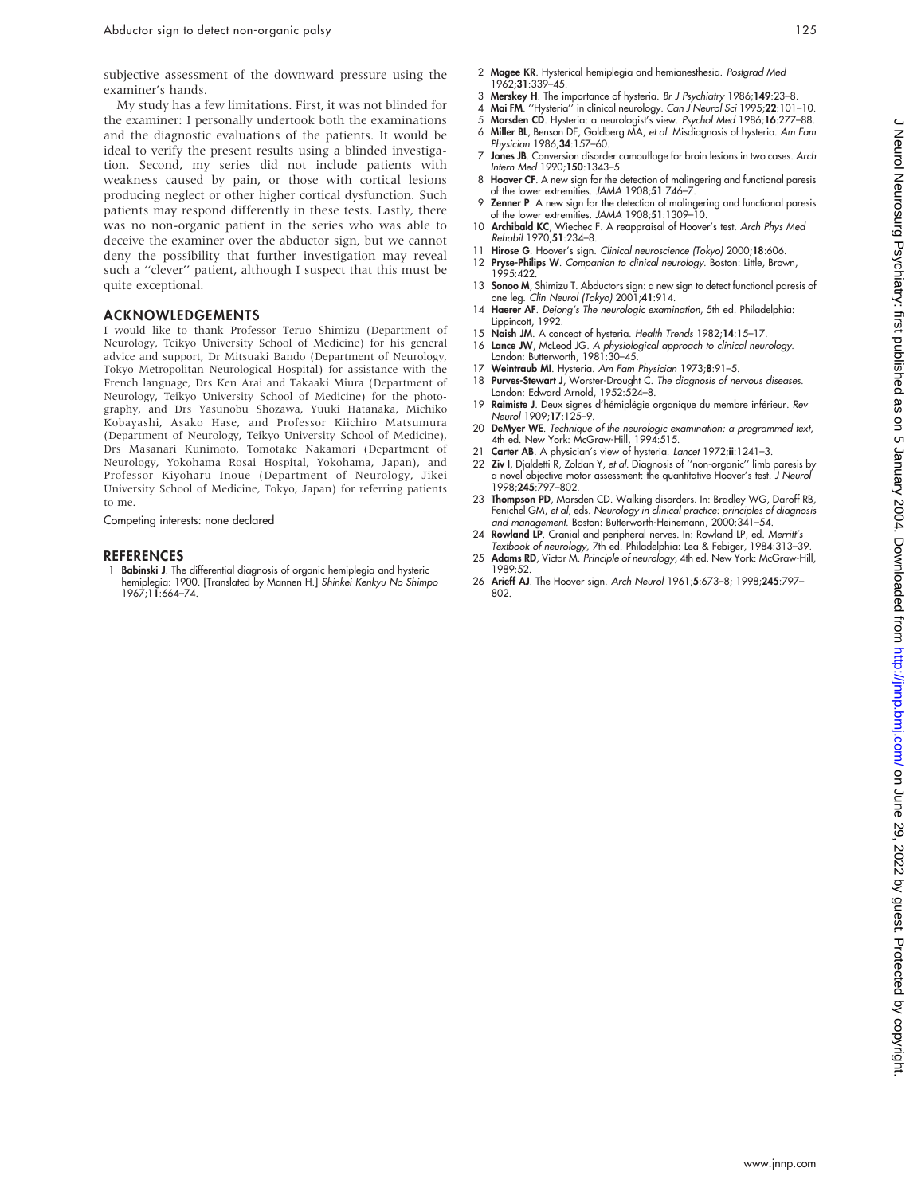subjective assessment of the downward pressure using the examiner's hands.

My study has a few limitations. First, it was not blinded for the examiner: I personally undertook both the examinations and the diagnostic evaluations of the patients. It would be ideal to verify the present results using a blinded investigation. Second, my series did not include patients with weakness caused by pain, or those with cortical lesions producing neglect or other higher cortical dysfunction. Such patients may respond differently in these tests. Lastly, there was no non-organic patient in the series who was able to deceive the examiner over the abductor sign, but we cannot deny the possibility that further investigation may reveal such a ''clever'' patient, although I suspect that this must be quite exceptional.

## ACKNOWLEDGEMENTS

I would like to thank Professor Teruo Shimizu (Department of Neurology, Teikyo University School of Medicine) for his general advice and support, Dr Mitsuaki Bando (Department of Neurology, Tokyo Metropolitan Neurological Hospital) for assistance with the French language, Drs Ken Arai and Takaaki Miura (Department of Neurology, Teikyo University School of Medicine) for the photography, and Drs Yasunobu Shozawa, Yuuki Hatanaka, Michiko Kobayashi, Asako Hase, and Professor Kiichiro Matsumura (Department of Neurology, Teikyo University School of Medicine), Drs Masanari Kunimoto, Tomotake Nakamori (Department of Neurology, Yokohama Rosai Hospital, Yokohama, Japan), and Professor Kiyoharu Inoue (Department of Neurology, Jikei University School of Medicine, Tokyo, Japan) for referring patients to me.

Competing interests: none declared

## REFERENCES

1. **Babinski J**. The differential diagnosis of organic hemiplegia and hysteric hemiplegia: 1900. [Translated by Mannen H.] *Shinkei Kenkyu No Shimpo* 1967;**11**:664–74.
2. **Magee KR**. Hysterical hemiplegia and hemianesthesia. *Postgrad Med* 1962;**31**:339–45.
3. **Merskey H**. The importance of hysteria. *Br J Psychiatry* 1986;**149**:23–8.
4. **Mai FM**. ''Hysteria'' in clinical neurology. *Can J Neurol Sci* 1995;**22**:101–10.
5. **Marsden CD**. Hysteria: a neurologist's view. *Psychol Med* 1986;**16**:277–88.
6. **Miller BL**, Benson DF, Goldberg MA, *et al*. Misdiagnosis of hysteria. *Am Fam Physician* 1986;**34**:157–60.
7. **Jones JB**. Conversion disorder camouflage for brain lesions in two cases. *Arch Intern Med* 1990;**150**:1343–5.
8. **Hoover CF**. A new sign for the detection of malingering and functional paresis of the lower extremities. *JAMA* 1908;**51**:746–7.
9. **Zenner P**. A new sign for the detection of malingering and functional paresis of the lower extremities. *JAMA* 1908;**51**:1309–10.
10. **Archibald KC**, Wiechec F. A reappraisal of Hoover's test. *Arch Phys Med Rehabil* 1970;**51**:234–8.
11. **Hirose G**. Hoover's sign. *Clinical neuroscience (Tokyo)* 2000;**18**:606.
12. **Pryse-Philips W**. *Companion to clinical neurology*. Boston: Little, Brown, 1995:422.
13. **Sonoo M**, Shimizu T. Abductors sign: a new sign to detect functional paresis of one leg. *Clin Neurol (Tokyo)* 2001;**41**:914.
14. **Haerer AF**. *Dejong's The neurologic examination*, 5th ed. Philadelphia: Lippincott, 1992.
15. **Naish JM**. A concept of hysteria. *Health Trends* 1982;**14**:15–17.
16. **Lance JW**, McLeod JG. *A physiological approach to clinical neurology*. London: Butterworth, 1981:30–45.
17. **Weintraub MI**. Hysteria. *Am Fam Physician* 1973;**8**:91–5.
18. **Purves-Stewart J**, Worster-Drought C. *The diagnosis of nervous diseases*. London: Edward Arnold, 1952:524–8.
19. **Raimiste J**. Deux signes d'hémiplégie organique du membre inférieur. *Rev Neurol* 1909;**17**:125–9.
20. **DeMyer WE**. *Technique of the neurologic examination: a programmed text*, 4th ed. New York: McGraw-Hill, 1994:515.
21. **Carter AB**. A physician's view of hysteria. *Lancet* 1972;**ii**:1241–3.
22. **Ziv I**, Djaldetti R, Zoldan Y, *et al*. Diagnosis of ''non-organic'' limb paresis by a novel objective motor assessment: the quantitative Hoover's test. *J Neurol* 1998;**245**:797–802.
23. **Thompson PD**, Marsden CD. Walking disorders. In: Bradley WG, Daroff RB, Fenichel GM, *et al*, eds. *Neurology in clinical practice: principles of diagnosis and management*. Boston: Butterworth-Heinemann, 2000:341–54.
24. **Rowland LP**. Cranial and peripheral nerves. In: Rowland LP, ed. *Merritt's Textbook of neurology*, 7th ed. Philadelphia: Lea & Febiger, 1984:313–39.
25. **Adams RD**, Victor M. *Principle of neurology*, 4th ed. New York: McGraw-Hill, 1989:52.
26. **Arieff AJ**. The Hoover sign. *Arch Neurol* 1961;**5**:673–8; 1998;**245**:797–802.